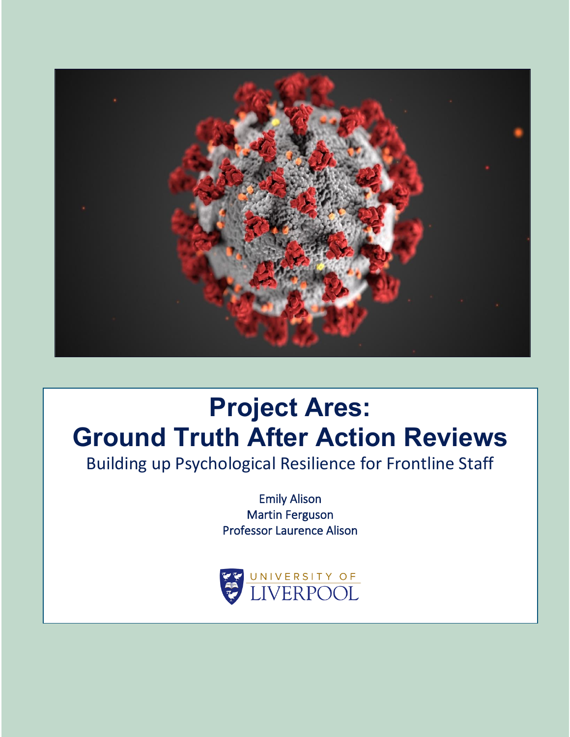# Project Ares: Ground Truth After Action Reviews

Building up Psychological Resilience for Frontline Staff

Emily Alison
Martin Ferguson
Professor Laurence Alison

UNIVERSITY OF LIVERPOOL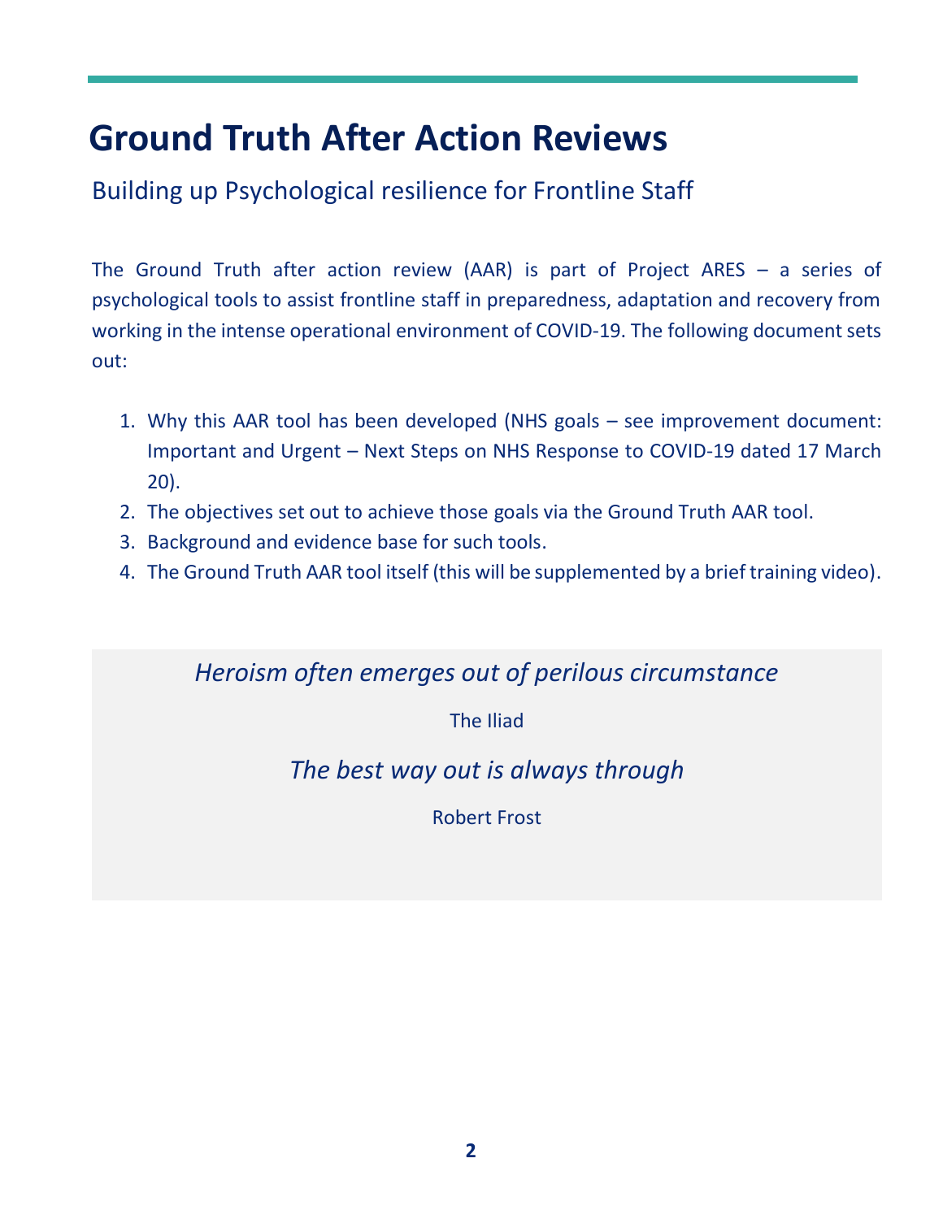# Ground Truth After Action Reviews

## Building up Psychological resilience for Frontline Staff

The Ground Truth after action review (AAR) is part of Project ARES – a series of psychological tools to assist frontline staff in preparedness, adaptation and recovery from working in the intense operational environment of COVID-19. The following document sets out:

1. Why this AAR tool has been developed (NHS goals – see improvement document: Important and Urgent – Next Steps on NHS Response to COVID-19 dated 17 March 20).
2. The objectives set out to achieve those goals via the Ground Truth AAR tool.
3. Background and evidence base for such tools.
4. The Ground Truth AAR tool itself (this will be supplemented by a brief training video).

*Heroism often emerges out of perilous circumstance*

The Iliad

*The best way out is always through*

Robert Frost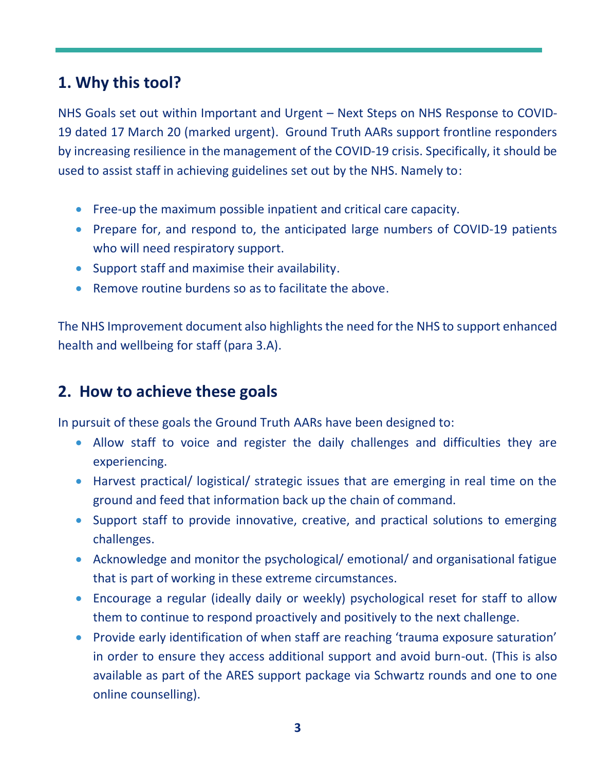## 1. Why this tool?

NHS Goals set out within Important and Urgent – Next Steps on NHS Response to COVID-19 dated 17 March 20 (marked urgent). Ground Truth AARs support frontline responders by increasing resilience in the management of the COVID-19 crisis. Specifically, it should be used to assist staff in achieving guidelines set out by the NHS. Namely to:

- Free-up the maximum possible inpatient and critical care capacity.
- Prepare for, and respond to, the anticipated large numbers of COVID-19 patients who will need respiratory support.
- Support staff and maximise their availability.
- Remove routine burdens so as to facilitate the above.

The NHS Improvement document also highlights the need for the NHS to support enhanced health and wellbeing for staff (para 3.A).

## 2. How to achieve these goals

In pursuit of these goals the Ground Truth AARs have been designed to:

- Allow staff to voice and register the daily challenges and difficulties they are experiencing.
- Harvest practical/ logistical/ strategic issues that are emerging in real time on the ground and feed that information back up the chain of command.
- Support staff to provide innovative, creative, and practical solutions to emerging challenges.
- Acknowledge and monitor the psychological/ emotional/ and organisational fatigue that is part of working in these extreme circumstances.
- Encourage a regular (ideally daily or weekly) psychological reset for staff to allow them to continue to respond proactively and positively to the next challenge.
- Provide early identification of when staff are reaching 'trauma exposure saturation' in order to ensure they access additional support and avoid burn-out. (This is also available as part of the ARES support package via Schwartz rounds and one to one online counselling).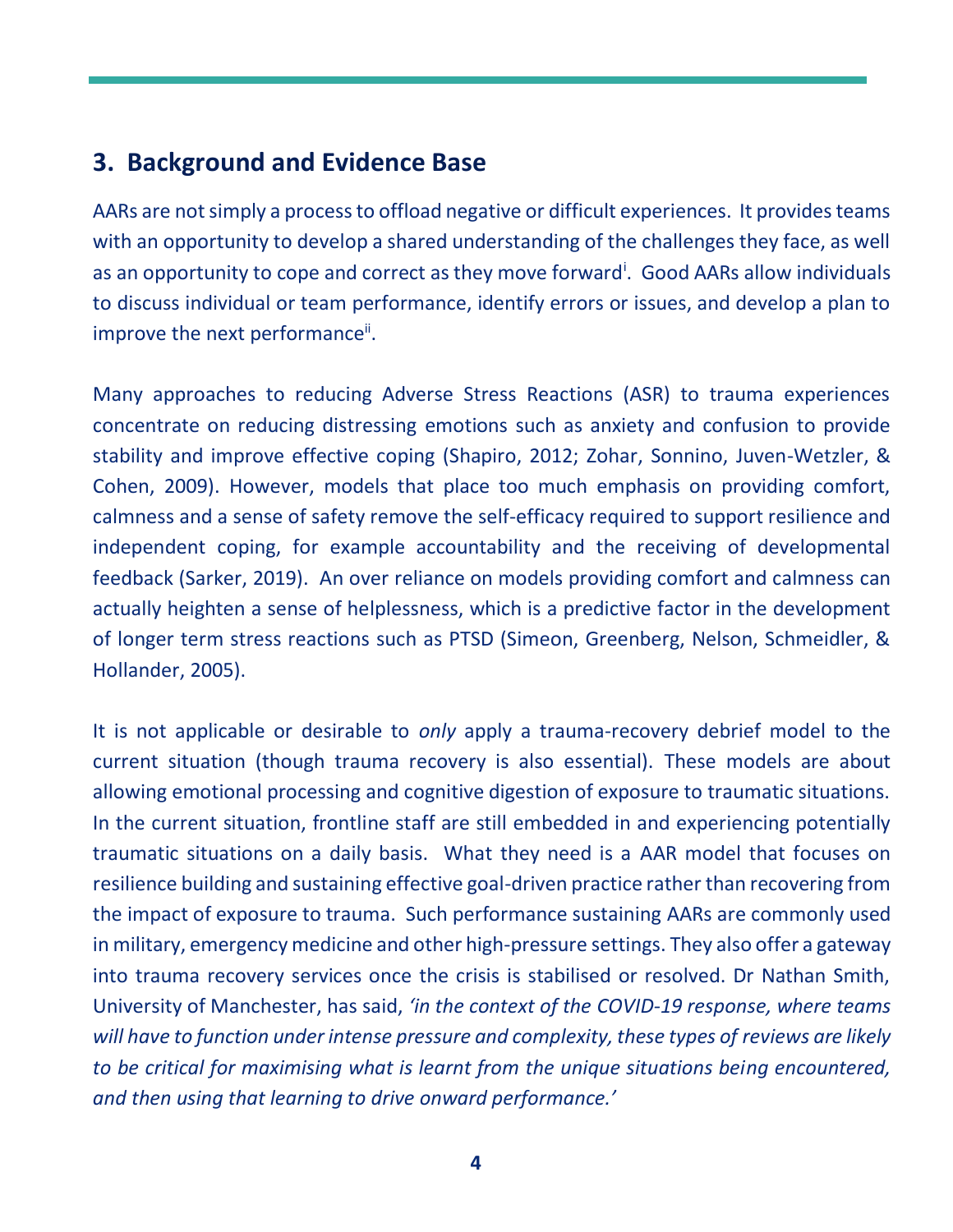## 3. Background and Evidence Base

AARs are not simply a process to offload negative or difficult experiences. It provides teams with an opportunity to develop a shared understanding of the challenges they face, as well as an opportunity to cope and correct as they move forward[i]. Good AARs allow individuals to discuss individual or team performance, identify errors or issues, and develop a plan to improve the next performance[ii].

Many approaches to reducing Adverse Stress Reactions (ASR) to trauma experiences concentrate on reducing distressing emotions such as anxiety and confusion to provide stability and improve effective coping (Shapiro, 2012; Zohar, Sonnino, Juven-Wetzler, & Cohen, 2009). However, models that place too much emphasis on providing comfort, calmness and a sense of safety remove the self-efficacy required to support resilience and independent coping, for example accountability and the receiving of developmental feedback (Sarker, 2019). An over reliance on models providing comfort and calmness can actually heighten a sense of helplessness, which is a predictive factor in the development of longer term stress reactions such as PTSD (Simeon, Greenberg, Nelson, Schmeidler, & Hollander, 2005).

It is not applicable or desirable to *only* apply a trauma-recovery debrief model to the current situation (though trauma recovery is also essential). These models are about allowing emotional processing and cognitive digestion of exposure to traumatic situations. In the current situation, frontline staff are still embedded in and experiencing potentially traumatic situations on a daily basis. What they need is a AAR model that focuses on resilience building and sustaining effective goal-driven practice rather than recovering from the impact of exposure to trauma. Such performance sustaining AARs are commonly used in military, emergency medicine and other high-pressure settings. They also offer a gateway into trauma recovery services once the crisis is stabilised or resolved. Dr Nathan Smith, University of Manchester, has said, *'in the context of the COVID-19 response, where teams will have to function under intense pressure and complexity, these types of reviews are likely to be critical for maximising what is learnt from the unique situations being encountered, and then using that learning to drive onward performance.'*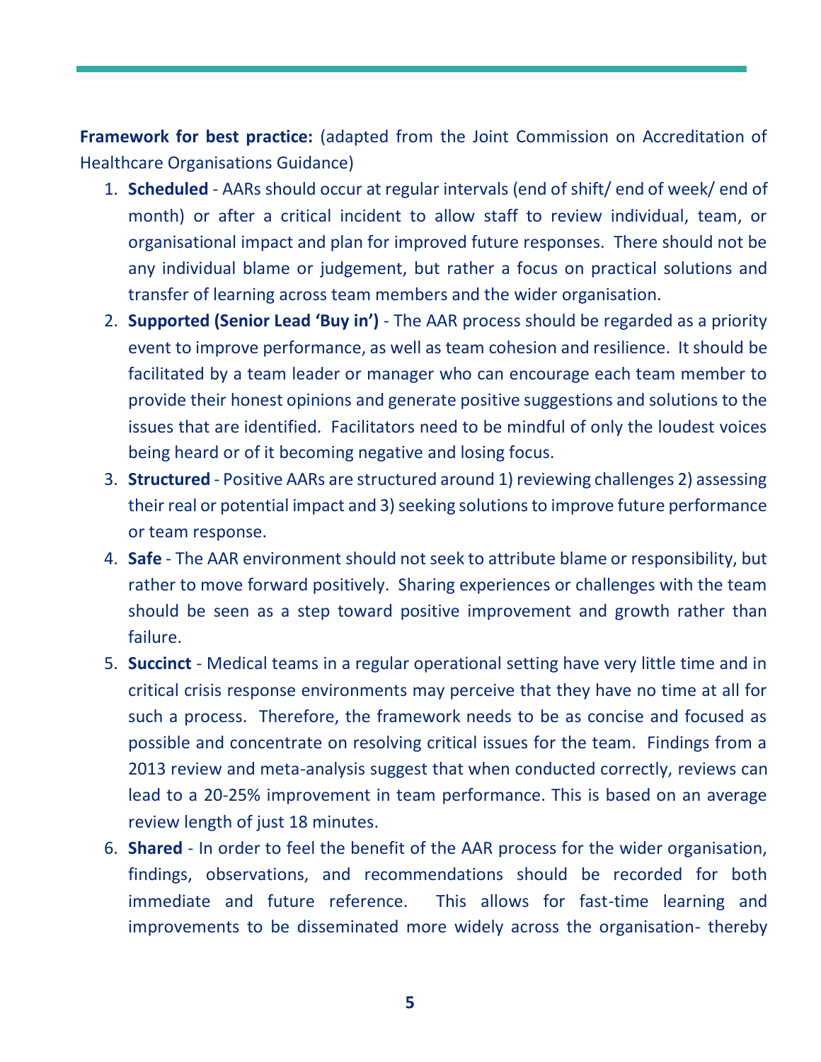**Framework for best practice:** (adapted from the Joint Commission on Accreditation of Healthcare Organisations Guidance)

1. **Scheduled** - AARs should occur at regular intervals (end of shift/ end of week/ end of month) or after a critical incident to allow staff to review individual, team, or organisational impact and plan for improved future responses. There should not be any individual blame or judgement, but rather a focus on practical solutions and transfer of learning across team members and the wider organisation.
2. **Supported (Senior Lead 'Buy in')** - The AAR process should be regarded as a priority event to improve performance, as well as team cohesion and resilience. It should be facilitated by a team leader or manager who can encourage each team member to provide their honest opinions and generate positive suggestions and solutions to the issues that are identified. Facilitators need to be mindful of only the loudest voices being heard or of it becoming negative and losing focus.
3. **Structured** - Positive AARs are structured around 1) reviewing challenges 2) assessing their real or potential impact and 3) seeking solutions to improve future performance or team response.
4. **Safe** - The AAR environment should not seek to attribute blame or responsibility, but rather to move forward positively. Sharing experiences or challenges with the team should be seen as a step toward positive improvement and growth rather than failure.
5. **Succinct** - Medical teams in a regular operational setting have very little time and in critical crisis response environments may perceive that they have no time at all for such a process. Therefore, the framework needs to be as concise and focused as possible and concentrate on resolving critical issues for the team. Findings from a 2013 review and meta-analysis suggest that when conducted correctly, reviews can lead to a 20-25% improvement in team performance. This is based on an average review length of just 18 minutes.
6. **Shared** - In order to feel the benefit of the AAR process for the wider organisation, findings, observations, and recommendations should be recorded for both immediate and future reference. This allows for fast-time learning and improvements to be disseminated more widely across the organisation- thereby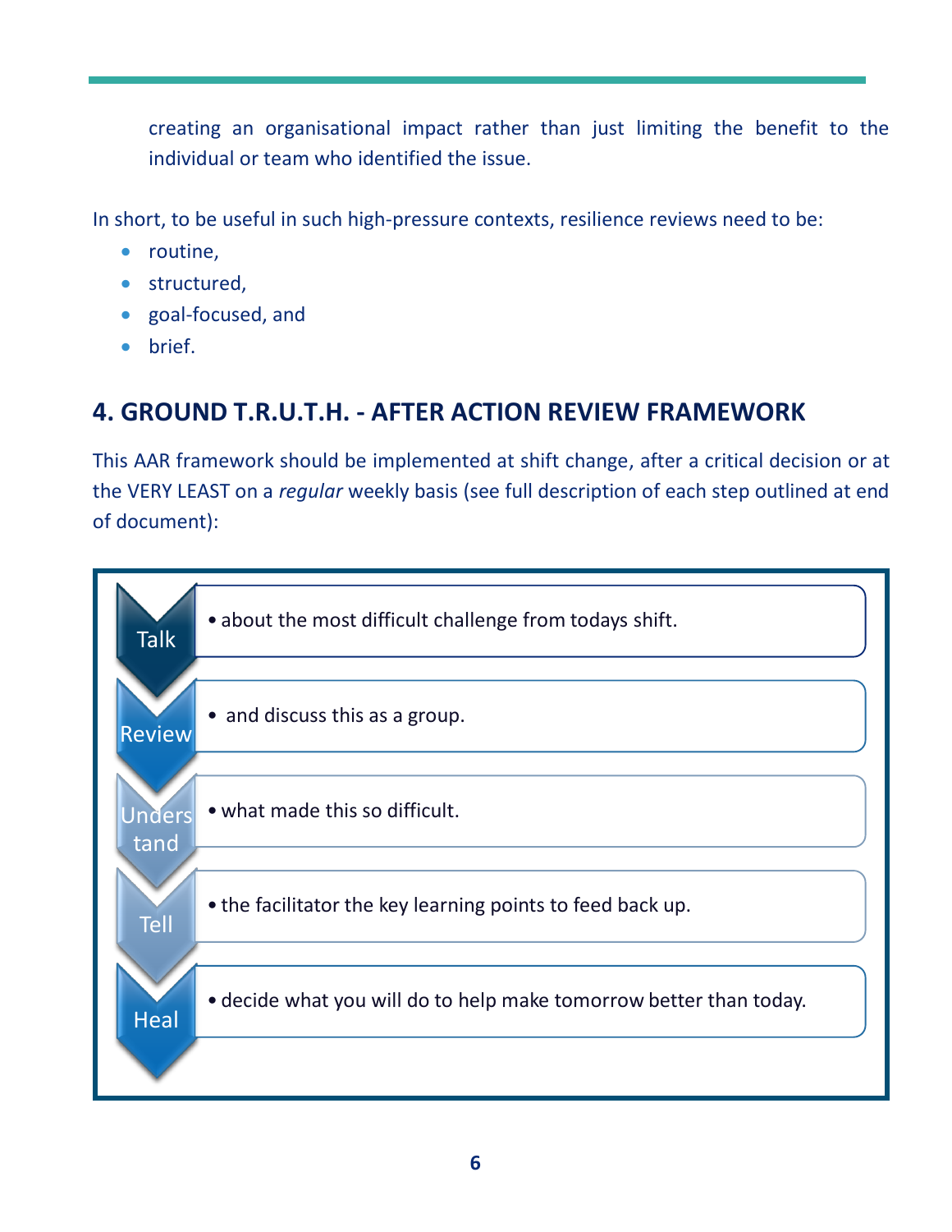creating an organisational impact rather than just limiting the benefit to the individual or team who identified the issue.

In short, to be useful in such high-pressure contexts, resilience reviews need to be:

- routine,
- structured,
- goal-focused, and
- brief.

## 4. GROUND T.R.U.T.H. - AFTER ACTION REVIEW FRAMEWORK

This AAR framework should be implemented at shift change, after a critical decision or at the VERY LEAST on a *regular* weekly basis (see full description of each step outlined at end of document):

Talk
- about the most difficult challenge from todays shift.

Review
- and discuss this as a group.

Understand
- what made this so difficult.

Tell
- the facilitator the key learning points to feed back up.

Heal
- decide what you will do to help make tomorrow better than today.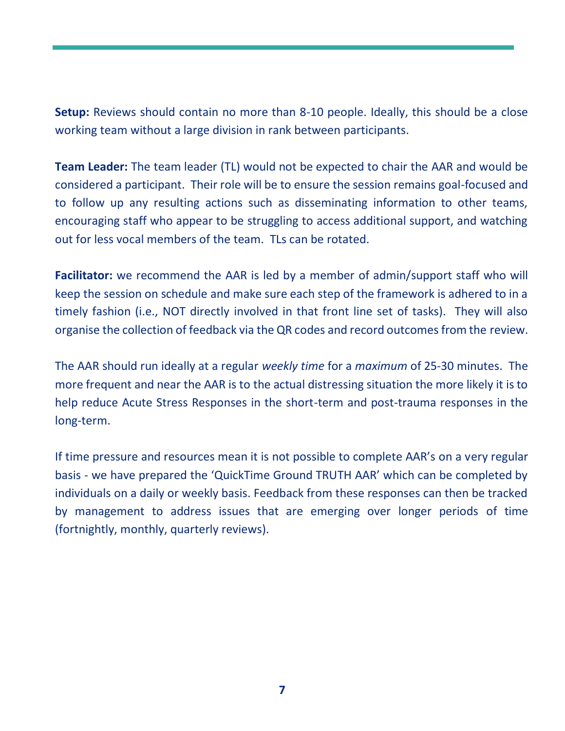**Setup:** Reviews should contain no more than 8-10 people. Ideally, this should be a close working team without a large division in rank between participants.

**Team Leader:** The team leader (TL) would not be expected to chair the AAR and would be considered a participant. Their role will be to ensure the session remains goal-focused and to follow up any resulting actions such as disseminating information to other teams, encouraging staff who appear to be struggling to access additional support, and watching out for less vocal members of the team. TLs can be rotated.

**Facilitator:** we recommend the AAR is led by a member of admin/support staff who will keep the session on schedule and make sure each step of the framework is adhered to in a timely fashion (i.e., NOT directly involved in that front line set of tasks). They will also organise the collection of feedback via the QR codes and record outcomes from the review.

The AAR should run ideally at a regular *weekly time* for a *maximum* of 25-30 minutes. The more frequent and near the AAR is to the actual distressing situation the more likely it is to help reduce Acute Stress Responses in the short-term and post-trauma responses in the long-term.

If time pressure and resources mean it is not possible to complete AAR's on a very regular basis - we have prepared the 'QuickTime Ground TRUTH AAR' which can be completed by individuals on a daily or weekly basis. Feedback from these responses can then be tracked by management to address issues that are emerging over longer periods of time (fortnightly, monthly, quarterly reviews).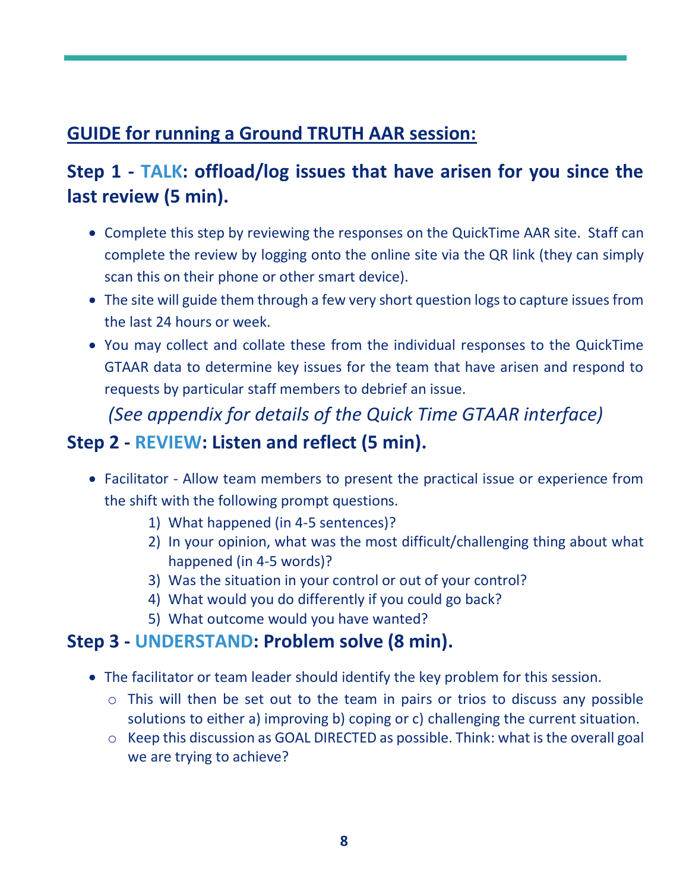## GUIDE for running a Ground TRUTH AAR session:

### Step 1 - TALK: offload/log issues that have arisen for you since the last review (5 min).

- Complete this step by reviewing the responses on the QuickTime AAR site. Staff can complete the review by logging onto the online site via the QR link (they can simply scan this on their phone or other smart device).
- The site will guide them through a few very short question logs to capture issues from the last 24 hours or week.
- You may collect and collate these from the individual responses to the QuickTime GTAAR data to determine key issues for the team that have arisen and respond to requests by particular staff members to debrief an issue.

*(See appendix for details of the Quick Time GTAAR interface)*

### Step 2 - REVIEW: Listen and reflect (5 min).

- Facilitator - Allow team members to present the practical issue or experience from the shift with the following prompt questions.
  1) What happened (in 4-5 sentences)?
  2) In your opinion, what was the most difficult/challenging thing about what happened (in 4-5 words)?
  3) Was the situation in your control or out of your control?
  4) What would you do differently if you could go back?
  5) What outcome would you have wanted?

### Step 3 - UNDERSTAND: Problem solve (8 min).

- The facilitator or team leader should identify the key problem for this session.
  - This will then be set out to the team in pairs or trios to discuss any possible solutions to either a) improving b) coping or c) challenging the current situation.
  - Keep this discussion as GOAL DIRECTED as possible. Think: what is the overall goal we are trying to achieve?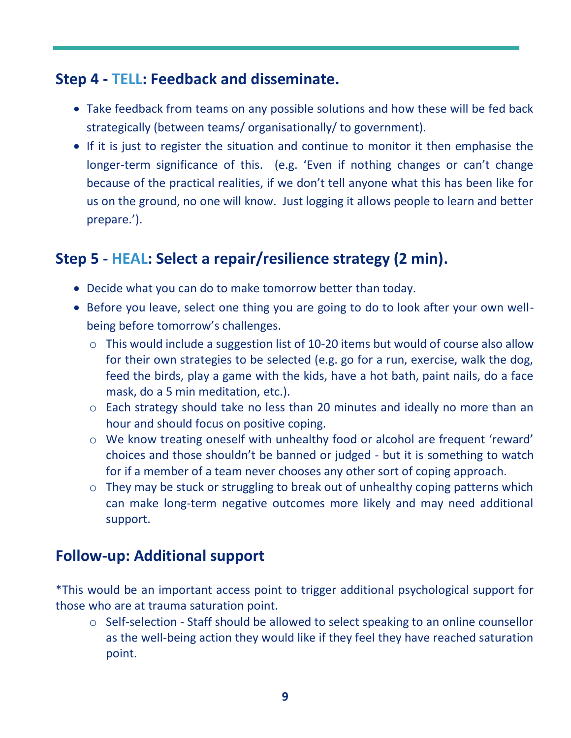## Step 4 - TELL: Feedback and disseminate.

- Take feedback from teams on any possible solutions and how these will be fed back strategically (between teams/ organisationally/ to government).
- If it is just to register the situation and continue to monitor it then emphasise the longer-term significance of this. (e.g. 'Even if nothing changes or can't change because of the practical realities, if we don't tell anyone what this has been like for us on the ground, no one will know. Just logging it allows people to learn and better prepare.').

## Step 5 - HEAL: Select a repair/resilience strategy (2 min).

- Decide what you can do to make tomorrow better than today.
- Before you leave, select one thing you are going to do to look after your own well-being before tomorrow's challenges.
    - This would include a suggestion list of 10-20 items but would of course also allow for their own strategies to be selected (e.g. go for a run, exercise, walk the dog, feed the birds, play a game with the kids, have a hot bath, paint nails, do a face mask, do a 5 min meditation, etc.).
    - Each strategy should take no less than 20 minutes and ideally no more than an hour and should focus on positive coping.
    - We know treating oneself with unhealthy food or alcohol are frequent 'reward' choices and those shouldn't be banned or judged - but it is something to watch for if a member of a team never chooses any other sort of coping approach.
    - They may be stuck or struggling to break out of unhealthy coping patterns which can make long-term negative outcomes more likely and may need additional support.

## Follow-up: Additional support

*This would be an important access point to trigger additional psychological support for those who are at trauma saturation point.

- Self-selection - Staff should be allowed to select speaking to an online counsellor as the well-being action they would like if they feel they have reached saturation point.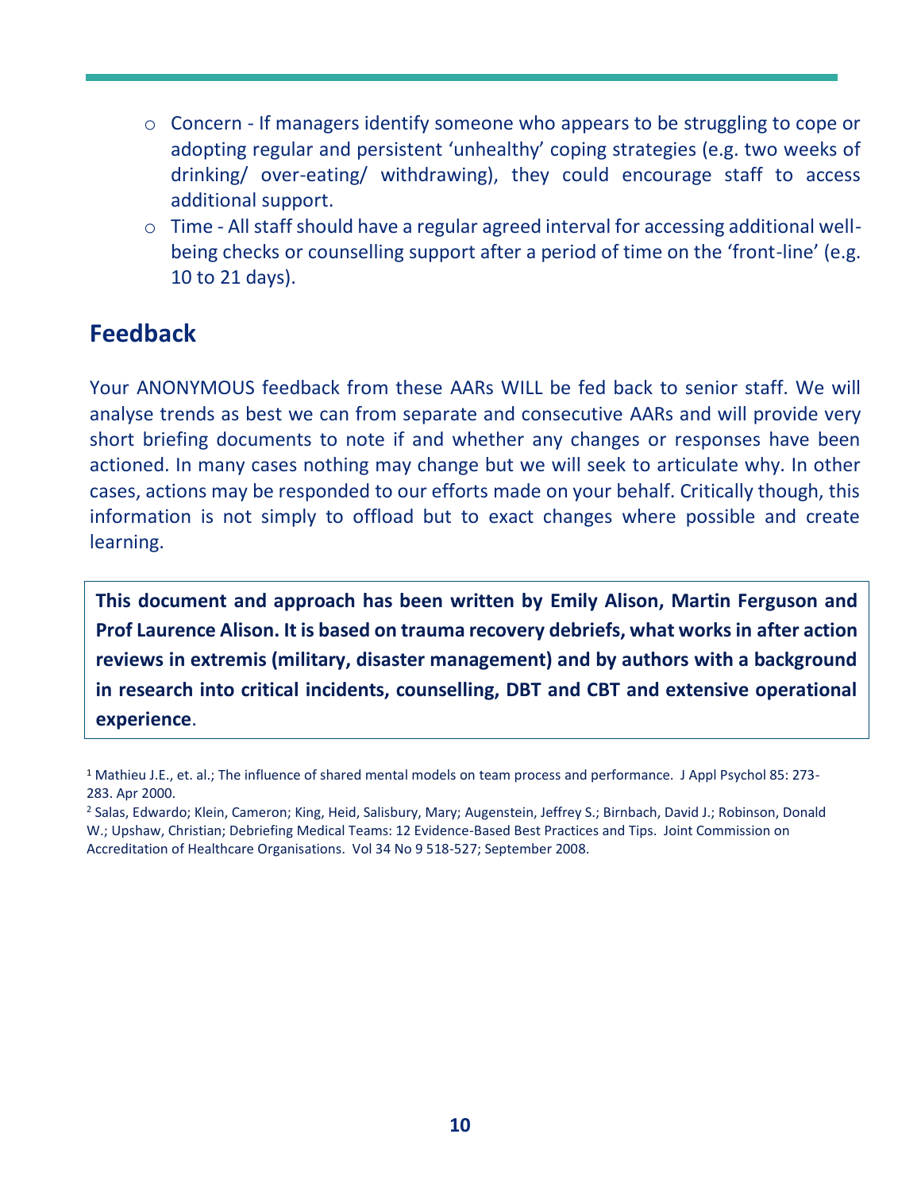- Concern - If managers identify someone who appears to be struggling to cope or adopting regular and persistent 'unhealthy' coping strategies (e.g. two weeks of drinking/ over-eating/ withdrawing), they could encourage staff to access additional support.
- Time - All staff should have a regular agreed interval for accessing additional well-being checks or counselling support after a period of time on the 'front-line' (e.g. 10 to 21 days).

## Feedback

Your ANONYMOUS feedback from these AARs WILL be fed back to senior staff. We will analyse trends as best we can from separate and consecutive AARs and will provide very short briefing documents to note if and whether any changes or responses have been actioned. In many cases nothing may change but we will seek to articulate why. In other cases, actions may be responded to our efforts made on your behalf. Critically though, this information is not simply to offload but to exact changes where possible and create learning.

**This document and approach has been written by Emily Alison, Martin Ferguson and Prof Laurence Alison. It is based on trauma recovery debriefs, what works in after action reviews in extremis (military, disaster management) and by authors with a background in research into critical incidents, counselling, DBT and CBT and extensive operational experience**.

[1] Mathieu J.E., et. al.; The influence of shared mental models on team process and performance. J Appl Psychol 85: 273-283. Apr 2000.

[2] Salas, Edwardo; Klein, Cameron; King, Heid, Salisbury, Mary; Augenstein, Jeffrey S.; Birnbach, David J.; Robinson, Donald W.; Upshaw, Christian; Debriefing Medical Teams: 12 Evidence-Based Best Practices and Tips. Joint Commission on Accreditation of Healthcare Organisations. Vol 34 No 9 518-527; September 2008.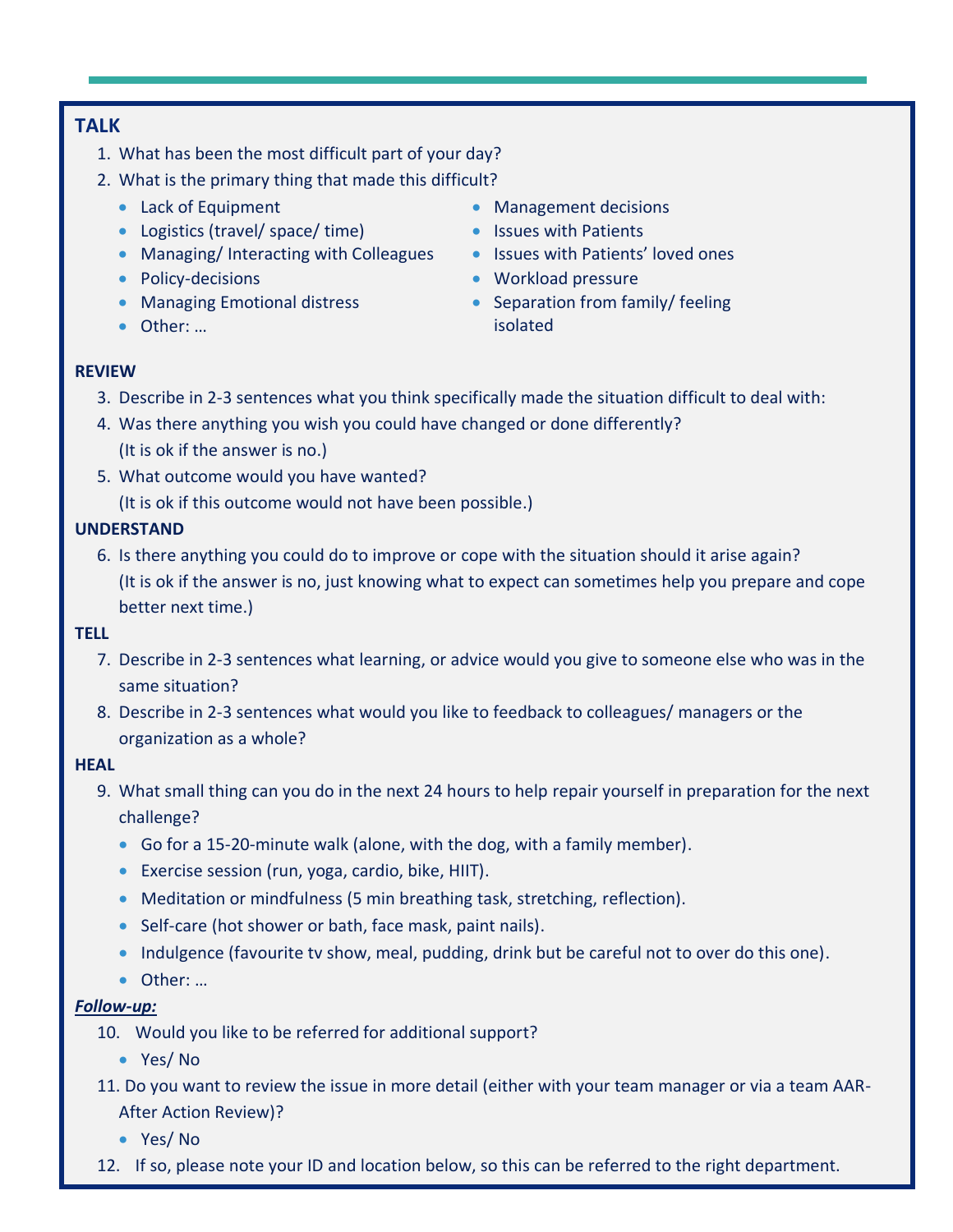## TALK

1. What has been the most difficult part of your day?
2. What is the primary thing that made this difficult?
   - Lack of Equipment
   - Logistics (travel/ space/ time)
   - Managing/ Interacting with Colleagues
   - Policy-decisions
   - Managing Emotional distress
   - Other: …
   - Management decisions
   - Issues with Patients
   - Issues with Patients' loved ones
   - Workload pressure
   - Separation from family/ feeling isolated

## REVIEW

3. Describe in 2-3 sentences what you think specifically made the situation difficult to deal with:
4. Was there anything you wish you could have changed or done differently?
   (It is ok if the answer is no.)
5. What outcome would you have wanted?
   (It is ok if this outcome would not have been possible.)

## UNDERSTAND

6. Is there anything you could do to improve or cope with the situation should it arise again?
   (It is ok if the answer is no, just knowing what to expect can sometimes help you prepare and cope better next time.)

## TELL

7. Describe in 2-3 sentences what learning, or advice would you give to someone else who was in the same situation?
8. Describe in 2-3 sentences what would you like to feedback to colleagues/ managers or the organization as a whole?

## HEAL

9. What small thing can you do in the next 24 hours to help repair yourself in preparation for the next challenge?
   - Go for a 15-20-minute walk (alone, with the dog, with a family member).
   - Exercise session (run, yoga, cardio, bike, HIIT).
   - Meditation or mindfulness (5 min breathing task, stretching, reflection).
   - Self-care (hot shower or bath, face mask, paint nails).
   - Indulgence (favourite tv show, meal, pudding, drink but be careful not to over do this one).
   - Other: …

***Follow-up:***

10. Would you like to be referred for additional support?
    - Yes/ No
11. Do you want to review the issue in more detail (either with your team manager or via a team AAR-After Action Review)?
    - Yes/ No
12. If so, please note your ID and location below, so this can be referred to the right department.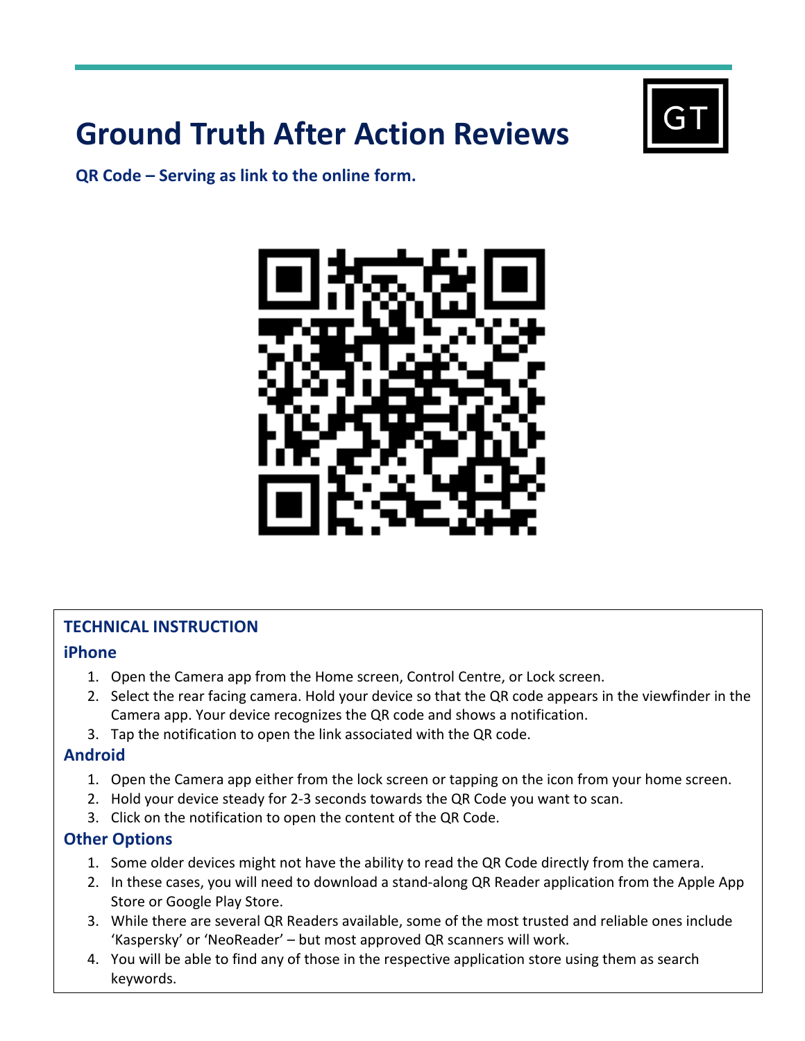# Ground Truth After Action Reviews

**QR Code – Serving as link to the online form.**

## TECHNICAL INSTRUCTION

### iPhone

1. Open the Camera app from the Home screen, Control Centre, or Lock screen.
2. Select the rear facing camera. Hold your device so that the QR code appears in the viewfinder in the Camera app. Your device recognizes the QR code and shows a notification.
3. Tap the notification to open the link associated with the QR code.

### Android

1. Open the Camera app either from the lock screen or tapping on the icon from your home screen.
2. Hold your device steady for 2-3 seconds towards the QR Code you want to scan.
3. Click on the notification to open the content of the QR Code.

### Other Options

1. Some older devices might not have the ability to read the QR Code directly from the camera.
2. In these cases, you will need to download a stand-along QR Reader application from the Apple App Store or Google Play Store.
3. While there are several QR Readers available, some of the most trusted and reliable ones include 'Kaspersky' or 'NeoReader' – but most approved QR scanners will work.
4. You will be able to find any of those in the respective application store using them as search keywords.